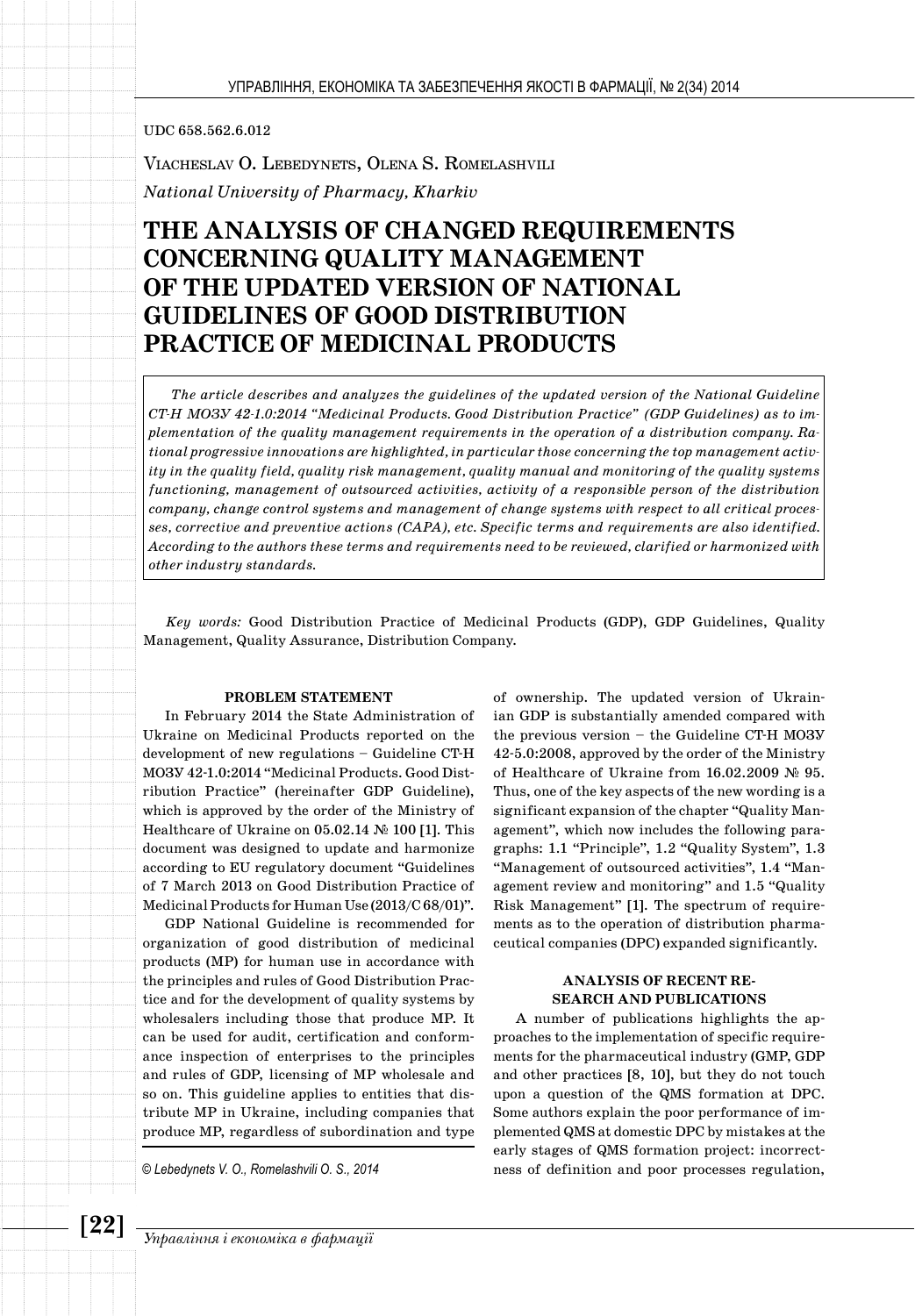UDC 658.562.6.012

Viacheslav O. Lebedynets, Olena S. Romelashvili

*National University of Pharmacy, Kharkiv*

# THE ANALYSIS OF CHANGED REQUIREMENTS CONCERNING QUALITY MANAGEMENT OF THE UPDATED VERSION OF NATIONAL GUIDELINES OF GOOD DISTRIBUTION PRACTICE OF MEDICINAL PRODUCTS

*The article describes and analyzes the guidelines of the updated version of the National Guideline СТ-Н МОЗУ 42-1.0:2014 "Medicinal Products. Good Distribution Practice" (GDP Guidelines) as to implementation of the quality management requirements in the operation of a distribution company. Rational progressive innovations are highlighted, in particular those concerning the top management activity in the quality field, quality risk management, quality manual and monitoring of the quality systems functioning, management of outsourced activities, activity of a responsible person of the distribution company, change control systems and management of change systems with respect to all critical processes, corrective and preventive actions (CAPA), etc. Specific terms and requirements are also identified. According to the authors these terms and requirements need to be reviewed, clarified or harmonized with other industry standards.*

*Key words:* Good Distribution Practice of Medicinal Products (GDP), GDP Guidelines, Quality Management, Quality Assurance, Distribution Company.

## PROBLEM STATEMENT

In February 2014 the State Administration of Ukraine on Medicinal Products reported on the development of new regulations – Guideline СТ-Н МОЗУ 42-1.0:2014 "Medicinal Products. Good Distribution Practice" (hereinafter GDP Guideline), which is approved by the order of the Ministry of Healthcare of Ukraine on 05.02.14 № 100 [1]. This document was designed to update and harmonize according to EU regulatory document "Guidelines of 7 March 2013 on Good Distribution Practice of Medicinal Products for Human Use (2013/C 68/01)".

GDP National Guideline is recommended for organization of good distribution of medicinal products (MP) for human use in accordance with the principles and rules of Good Distribution Practice and for the development of quality systems by wholesalers including those that produce MP. It can be used for audit, certification and conformance inspection of enterprises to the principles and rules of GDP, licensing of MP wholesale and so on. This guideline applies to entities that distribute MP in Ukraine, including companies that produce MP, regardless of subordination and type of ownership. The updated version of Ukrainian GDP is substantially amended compared with the previous version – the Guideline СТ-Н МОЗУ 42-5.0:2008, approved by the order of the Ministry of Healthcare of Ukraine from 16.02.2009 № 95. Thus, one of the key aspects of the new wording is a significant expansion of the chapter "Quality Management", which now includes the following paragraphs: 1.1 "Principle", 1.2 "Quality System", 1.3 "Management of outsourced activities", 1.4 "Management review and monitoring" and 1.5 "Quality Risk Management" [1]. The spectrum of requirements as to the operation of distribution pharmaceutical companies (DPC) expanded significantly.

© Lebedynets V. O., Romelashvili O. S., 2014

## ANALYSIS OF RECENT RESEARCH AND PUBLICATIONS

A number of publications highlights the approaches to the implementation of specific requirements for the pharmaceutical industry (GMP, GDP and other practices [8, 10], but they do not touch upon a question of the QMS formation at DPC. Some authors explain the poor performance of implemented QMS at domestic DPC by mistakes at the early stages of QMS formation project: incorrectness of definition and poor processes regulation,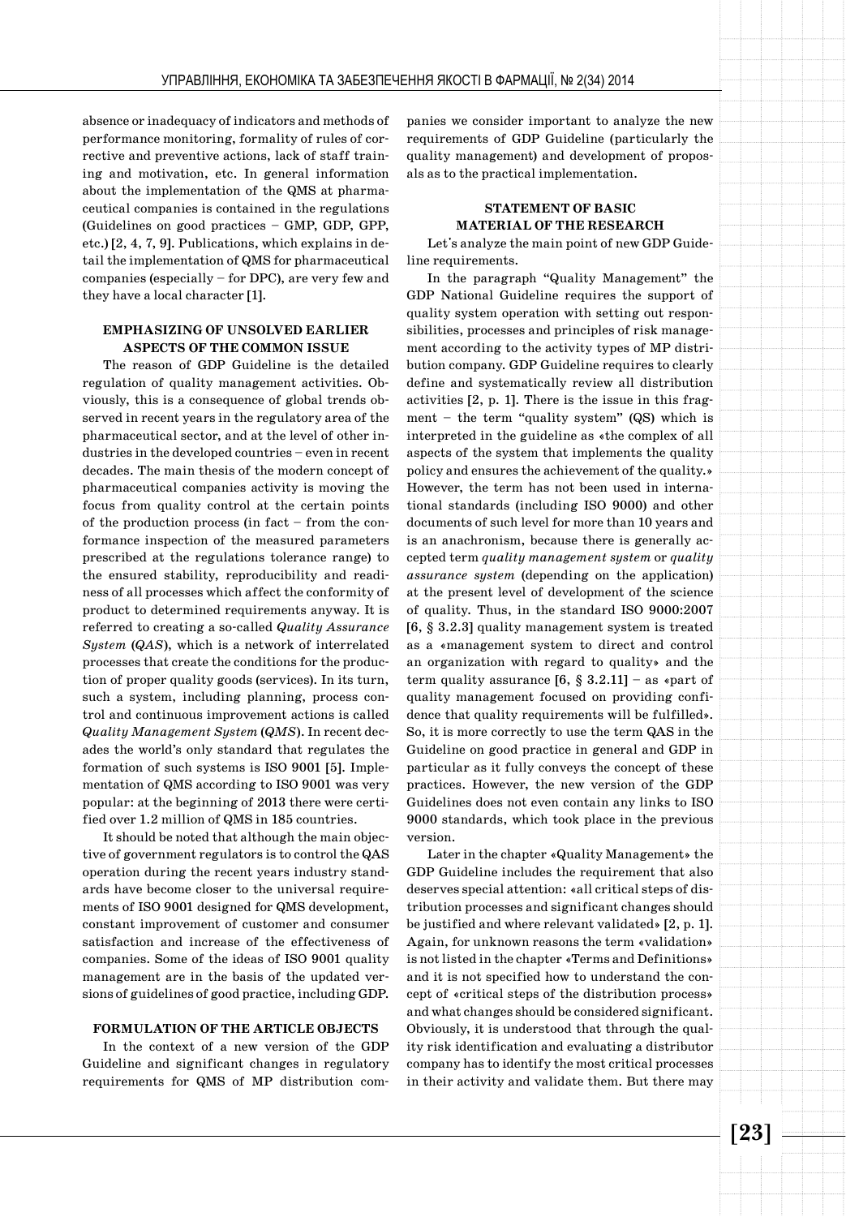absence or inadequacy of indicators and methods of performance monitoring, formality of rules of corrective and preventive actions, lack of staff training and motivation, etc. In general information about the implementation of the QMS at pharmaceutical companies is contained in the regulations (Guidelines on good practices – GMP, GDP, GPP, etc.) [2, 4, 7, 9]. Publications, which explains in detail the implementation of QMS for pharmaceutical companies (especially – for DPC), are very few and they have a local character [1].

## EMPHASIZING OF UNSOLVED EARLIER ASPECTS OF THE COMMON ISSUE

The reason of GDP Guideline is the detailed regulation of quality management activities. Obviously, this is a consequence of global trends observed in recent years in the regulatory area of the pharmaceutical sector, and at the level of other industries in the developed countries – even in recent decades. The main thesis of the modern concept of pharmaceutical companies activity is moving the focus from quality control at the certain points of the production process (in fact – from the conformance inspection of the measured parameters prescribed at the regulations tolerance range) to the ensured stability, reproducibility and readiness of all processes which affect the conformity of product to determined requirements anyway. It is referred to creating a so-called *Quality Assurance System* (*QAS*), which is a network of interrelated processes that create the conditions for the production of proper quality goods (services). In its turn, such a system, including planning, process control and continuous improvement actions is called *Quality Management System* (*QMS*). In recent decades the world's only standard that regulates the formation of such systems is ISO 9001 [5]. Implementation of QMS according to ISO 9001 was very popular: at the beginning of 2013 there were certified over 1.2 million of QMS in 185 countries.

It should be noted that although the main objective of government regulators is to control the QAS operation during the recent years industry standards have become closer to the universal requirements of ISO 9001 designed for QMS development, constant improvement of customer and consumer satisfaction and increase of the effectiveness of companies. Some of the ideas of ISO 9001 quality management are in the basis of the updated versions of guidelines of good practice, including GDP.

## FORMULATION OF THE ARTICLE OBJECTS

In the context of a new version of the GDP Guideline and significant changes in regulatory requirements for QMS of MP distribution companies we consider important to analyze the new requirements of GDP Guideline (particularly the quality management) and development of proposals as to the practical implementation.

## STATEMENT OF BASIC MATERIAL OF THE RESEARCH

Let's analyze the main point of new GDP Guideline requirements.

In the paragraph "Quality Management" the GDP National Guideline requires the support of quality system operation with setting out responsibilities, processes and principles of risk management according to the activity types of MP distribution company. GDP Guideline requires to clearly define and systematically review all distribution activities [2, p. 1]. There is the issue in this fragment – the term "quality system" (QS) which is interpreted in the guideline as «the complex of all aspects of the system that implements the quality policy and ensures the achievement of the quality.» However, the term has not been used in international standards (including ISO 9000) and other documents of such level for more than 10 years and is an anachronism, because there is generally accepted term *quality management system* or *quality assurance system* (depending on the application) at the present level of development of the science of quality. Thus, in the standard ISO 9000:2007 [6, § 3.2.3] quality management system is treated as a «management system to direct and control an organization with regard to quality» and the term quality assurance [6, § 3.2.11] – as «part of quality management focused on providing confidence that quality requirements will be fulfilled». So, it is more correctly to use the term QAS in the Guideline on good practice in general and GDP in particular as it fully conveys the concept of these practices. However, the new version of the GDP Guidelines does not even contain any links to ISO 9000 standards, which took place in the previous version.

Later in the chapter «Quality Management» the GDP Guideline includes the requirement that also deserves special attention: «all critical steps of distribution processes and significant changes should be justified and where relevant validated» [2, p. 1]. Again, for unknown reasons the term «validation» is not listed in the chapter «Terms and Definitions» and it is not specified how to understand the concept of «critical steps of the distribution process» and what changes should be considered significant. Obviously, it is understood that through the quality risk identification and evaluating a distributor company has to identify the most critical processes in their activity and validate them. But there may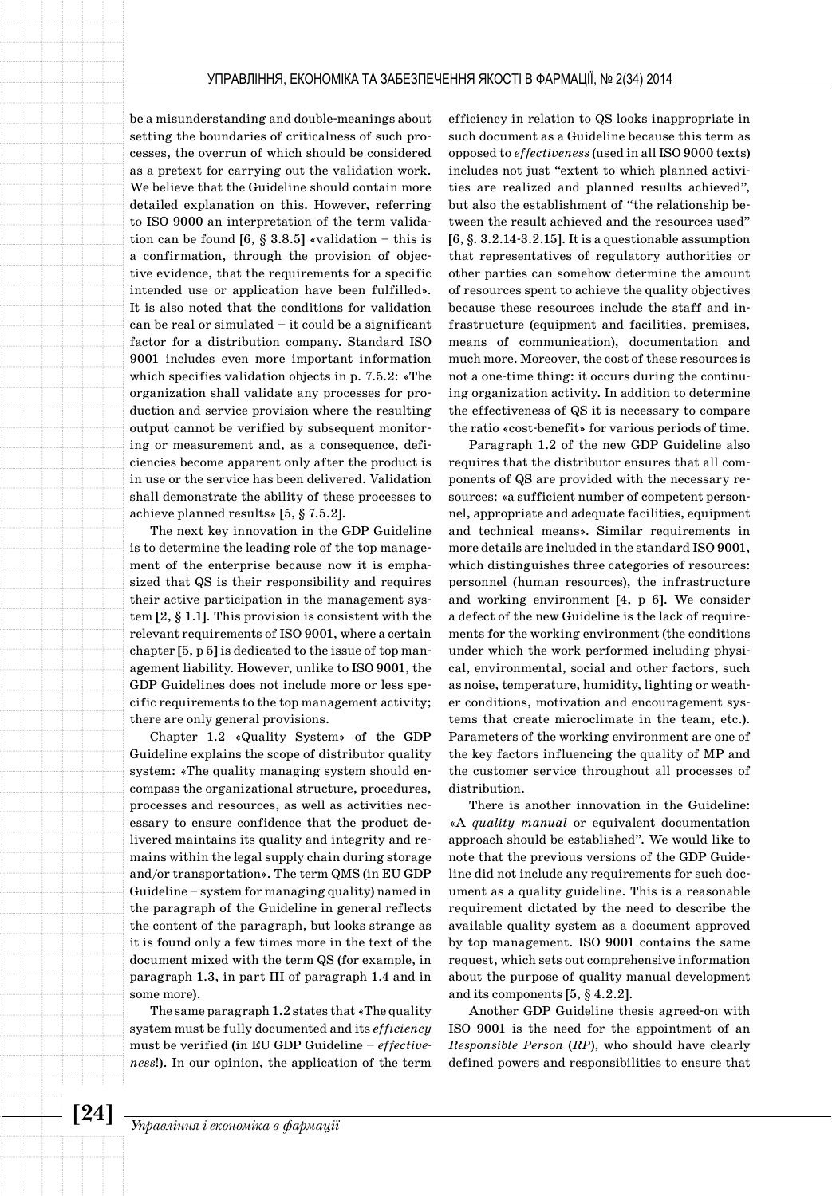be a misunderstanding and double-meanings about setting the boundaries of criticalness of such processes, the overrun of which should be considered as a pretext for carrying out the validation work. We believe that the Guideline should contain more detailed explanation on this. However, referring to ISO 9000 an interpretation of the term validation can be found [6, § 3.8.5] «validation – this is a confirmation, through the provision of objective evidence, that the requirements for a specific intended use or application have been fulfilled». It is also noted that the conditions for validation can be real or simulated – it could be a significant factor for a distribution company. Standard ISO 9001 includes even more important information which specifies validation objects in p. 7.5.2: «The organization shall validate any processes for production and service provision where the resulting output cannot be verified by subsequent monitoring or measurement and, as a consequence, deficiencies become apparent only after the product is in use or the service has been delivered. Validation shall demonstrate the ability of these processes to achieve planned results» [5, § 7.5.2].

The next key innovation in the GDP Guideline is to determine the leading role of the top management of the enterprise because now it is emphasized that QS is their responsibility and requires their active participation in the management system [2, § 1.1]. This provision is consistent with the relevant requirements of ISO 9001, where a certain chapter [5, p 5] is dedicated to the issue of top management liability. However, unlike to ISO 9001, the GDP Guidelines does not include more or less specific requirements to the top management activity; there are only general provisions.

Chapter 1.2 «Quality System» of the GDP Guideline explains the scope of distributor quality system: «The quality managing system should encompass the organizational structure, procedures, processes and resources, as well as activities necessary to ensure confidence that the product delivered maintains its quality and integrity and remains within the legal supply chain during storage and/or transportation». The term QMS (in EU GDP Guideline – system for managing quality) named in the paragraph of the Guideline in general reflects the content of the paragraph, but looks strange as it is found only a few times more in the text of the document mixed with the term QS (for example, in paragraph 1.3, in part III of paragraph 1.4 and in some more).

The same paragraph 1.2 states that «The quality system must be fully documented and its *efficiency* must be verified (in EU GDP Guideline – *effectiveness*!). In our opinion, the application of the term efficiency in relation to QS looks inappropriate in such document as a Guideline because this term as opposed to *effectiveness* (used in all ISO 9000 texts) includes not just "extent to which planned activities are realized and planned results achieved", but also the establishment of "the relationship between the result achieved and the resources used" [6, §. 3.2.14-3.2.15]. It is a questionable assumption that representatives of regulatory authorities or other parties can somehow determine the amount of resources spent to achieve the quality objectives because these resources include the staff and infrastructure (equipment and facilities, premises, means of communication), documentation and much more. Moreover, the cost of these resources is not a one-time thing: it occurs during the continuing organization activity. In addition to determine the effectiveness of QS it is necessary to compare the ratio «cost-benefit» for various periods of time.

Paragraph 1.2 of the new GDP Guideline also requires that the distributor ensures that all components of QS are provided with the necessary resources: «a sufficient number of competent personnel, appropriate and adequate facilities, equipment and technical means». Similar requirements in more details are included in the standard ISO 9001, which distinguishes three categories of resources: personnel (human resources), the infrastructure and working environment [4, p 6]. We consider a defect of the new Guideline is the lack of requirements for the working environment (the conditions under which the work performed including physical, environmental, social and other factors, such as noise, temperature, humidity, lighting or weather conditions, motivation and encouragement systems that create microclimate in the team, etc.). Parameters of the working environment are one of the key factors influencing the quality of MP and the customer service throughout all processes of distribution.

There is another innovation in the Guideline: «A *quality manual* or equivalent documentation approach should be established". We would like to note that the previous versions of the GDP Guideline did not include any requirements for such document as a quality guideline. This is a reasonable requirement dictated by the need to describe the available quality system as a document approved by top management. ISO 9001 contains the same request, which sets out comprehensive information about the purpose of quality manual development and its components [5, § 4.2.2].

Another GDP Guideline thesis agreed-on with ISO 9001 is the need for the appointment of an *Responsible Person* (*RP*), who should have clearly defined powers and responsibilities to ensure that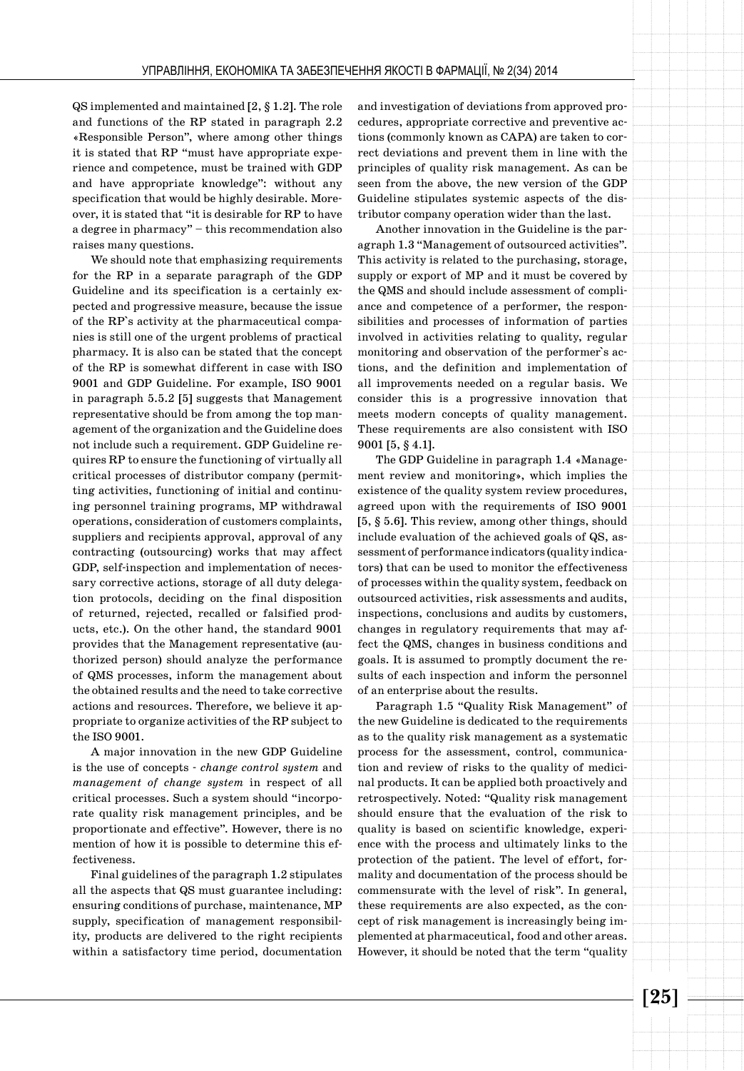QS implemented and maintained [2, § 1.2]. The role and functions of the RP stated in paragraph 2.2 «Responsible Person", where among other things it is stated that RP "must have appropriate experience and competence, must be trained with GDP and have appropriate knowledge": without any specification that would be highly desirable. Moreover, it is stated that "it is desirable for RP to have a degree in pharmacy" – this recommendation also raises many questions.

We should note that emphasizing requirements for the RP in a separate paragraph of the GDP Guideline and its specification is a certainly expected and progressive measure, because the issue of the RP`s activity at the pharmaceutical companies is still one of the urgent problems of practical pharmacy. It is also can be stated that the concept of the RP is somewhat different in case with ISO 9001 and GDP Guideline. For example, ISO 9001 in paragraph 5.5.2 [5] suggests that Management representative should be from among the top management of the organization and the Guideline does not include such a requirement. GDP Guideline requires RP to ensure the functioning of virtually all critical processes of distributor company (permitting activities, functioning of initial and continuing personnel training programs, MP withdrawal operations, consideration of customers complaints, suppliers and recipients approval, approval of any contracting (outsourcing) works that may affect GDP, self-inspection and implementation of necessary corrective actions, storage of all duty delegation protocols, deciding on the final disposition of returned, rejected, recalled or falsified products, etc.). On the other hand, the standard 9001 provides that the Management representative (authorized person) should analyze the performance of QMS processes, inform the management about the obtained results and the need to take corrective actions and resources. Therefore, we believe it appropriate to organize activities of the RP subject to the ISO 9001.

A major innovation in the new GDP Guideline is the use of concepts - *change control system* and *management of change system* in respect of all critical processes. Such a system should "incorporate quality risk management principles, and be proportionate and effective". However, there is no mention of how it is possible to determine this effectiveness.

Final guidelines of the paragraph 1.2 stipulates all the aspects that QS must guarantee including: ensuring conditions of purchase, maintenance, MP supply, specification of management responsibility, products are delivered to the right recipients within a satisfactory time period, documentation and investigation of deviations from approved procedures, appropriate corrective and preventive actions (commonly known as CAPA) are taken to correct deviations and prevent them in line with the principles of quality risk management. As can be seen from the above, the new version of the GDP Guideline stipulates systemic aspects of the distributor company operation wider than the last.

Another innovation in the Guideline is the paragraph 1.3 "Management of outsourced activities". This activity is related to the purchasing, storage, supply or export of MP and it must be covered by the QMS and should include assessment of compliance and competence of a performer, the responsibilities and processes of information of parties involved in activities relating to quality, regular monitoring and observation of the performer`s actions, and the definition and implementation of all improvements needed on a regular basis. We consider this is a progressive innovation that meets modern concepts of quality management. These requirements are also consistent with ISO 9001 [5, § 4.1].

The GDP Guideline in paragraph 1.4 «Management review and monitoring», which implies the existence of the quality system review procedures, agreed upon with the requirements of ISO 9001 [5, § 5.6]. This review, among other things, should include evaluation of the achieved goals of QS, assessment of performance indicators (quality indicators) that can be used to monitor the effectiveness of processes within the quality system, feedback on outsourced activities, risk assessments and audits, inspections, conclusions and audits by customers, changes in regulatory requirements that may affect the QMS, changes in business conditions and goals. It is assumed to promptly document the results of each inspection and inform the personnel of an enterprise about the results.

Paragraph 1.5 "Quality Risk Management" of the new Guideline is dedicated to the requirements as to the quality risk management as a systematic process for the assessment, control, communication and review of risks to the quality of medicinal products. It can be applied both proactively and retrospectively. Noted: "Quality risk management should ensure that the evaluation of the risk to quality is based on scientific knowledge, experience with the process and ultimately links to the protection of the patient. The level of effort, formality and documentation of the process should be commensurate with the level of risk". In general, these requirements are also expected, as the concept of risk management is increasingly being implemented at pharmaceutical, food and other areas. However, it should be noted that the term "quality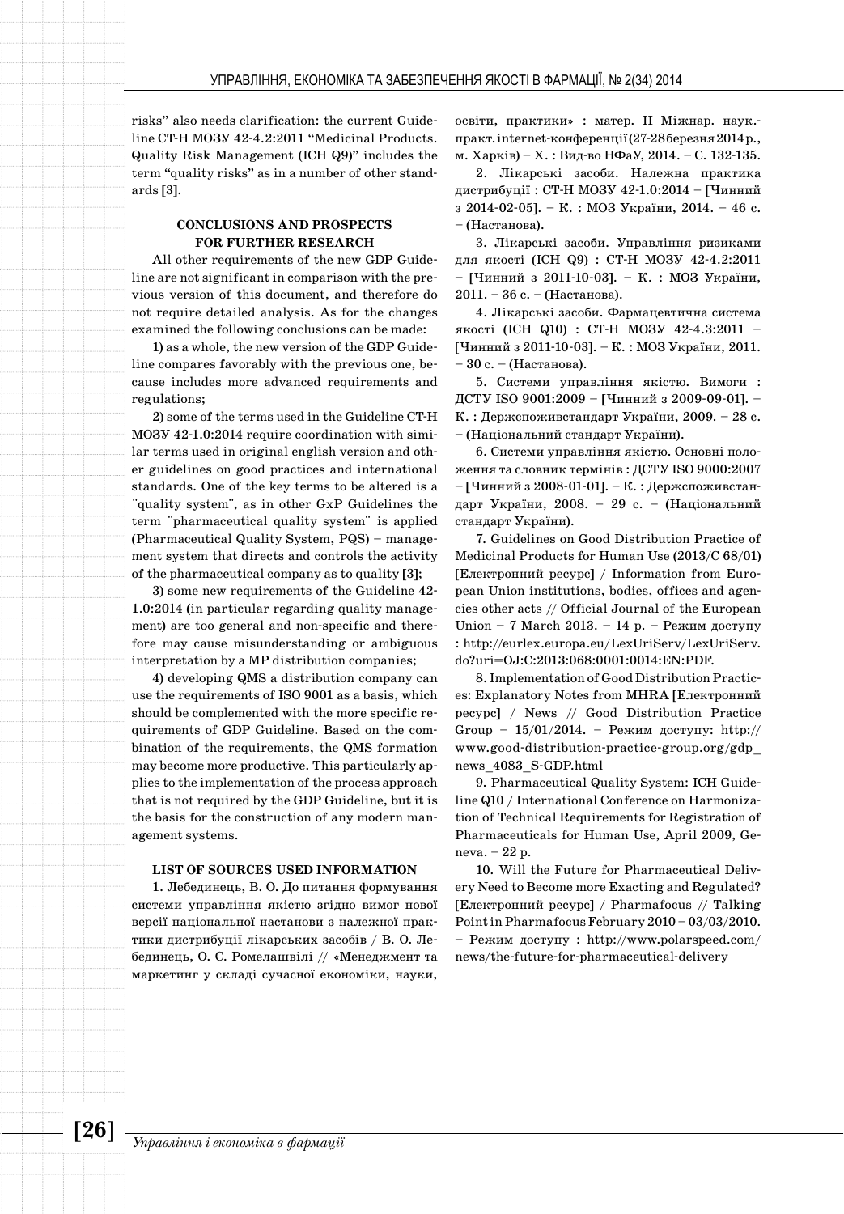risks" also needs clarification: the current Guideline СТ-Н МОЗУ 42-4.2:2011 "Medicinal Products. Quality Risk Management (ICH Q9)" includes the term "quality risks" as in a number of other standards [3].

## CONCLUSIONS AND PROSPECTS FOR FURTHER RESEARCH

All other requirements of the new GDP Guideline are not significant in comparison with the previous version of this document, and therefore do not require detailed analysis. As for the changes examined the following conclusions can be made:

1) as a whole, the new version of the GDP Guideline compares favorably with the previous one, because includes more advanced requirements and regulations;

2) some of the terms used in the Guideline СТ-Н МОЗУ 42-1.0:2014 require coordination with similar terms used in original english version and other guidelines on good practices and international standards. One of the key terms to be altered is a "quality system", as in other GxP Guidelines the term "pharmaceutical quality system" is applied (Pharmaceutical Quality System, PQS) – management system that directs and controls the activity of the pharmaceutical company as to quality [3];

3) some new requirements of the Guideline 42-1.0:2014 (in particular regarding quality management) are too general and non-specific and therefore may cause misunderstanding or ambiguous interpretation by a MP distribution companies;

4) developing QMS a distribution company can use the requirements of ISO 9001 as a basis, which should be complemented with the more specific requirements of GDP Guideline. Based on the combination of the requirements, the QMS formation may become more productive. This particularly applies to the implementation of the process approach that is not required by the GDP Guideline, but it is the basis for the construction of any modern management systems.

## LIST OF SOURCES USED INFORMATION

1. Лебединець, В. О. До питання формування системи управління якістю згідно вимог нової версії національної настанови з належної практики дистрибуції лікарських засобів / В. О. Лебединець, О. С. Ромелашвілі // «Менеджмент та маркетинг у складі сучасної економіки, науки, освіти, практики» : матер. ІІ Міжнар. наук.-практ. internet-конференції (27-28 березня 2014 р., м. Харків) – Х. : Вид-во НФаУ, 2014. – С. 132-135.

2. Лікарські засоби. Належна практика дистрибуції : СТ-Н МОЗУ 42-1.0:2014 – [Чинний з 2014-02-05]. – К. : МОЗ України, 2014. – 46 с. – (Настанова).

3. Лікарські засоби. Управління ризиками для якості (ICH Q9) : СТ-Н МОЗУ 42-4.2:2011 – [Чинний з 2011-10-03]. – К. : МОЗ України, 2011. – 36 с. – (Настанова).

4. Лікарські засоби. Фармацевтична система якості (ICH Q10) : СТ-Н МОЗУ 42-4.3:2011 – [Чинний з 2011-10-03]. – К. : МОЗ України, 2011. – 30 с. – (Настанова).

5. Системи управління якістю. Вимоги : ДСТУ ISO 9001:2009 – [Чинний з 2009-09-01]. – К. : Держспоживстандарт України, 2009. – 28 с. – (Національний стандарт України).

6. Системи управління якістю. Основні положення та словник термінів : ДСТУ ISO 9000:2007 – [Чинний з 2008-01-01]. – К. : Держспоживстандарт України, 2008. – 29 с. – (Національний стандарт України).

7. Guidelines on Good Distribution Practice of Medicinal Products for Human Use (2013/C 68/01) [Електронний ресурс] / Information from European Union institutions, bodies, offices and agencies other acts // Official Journal of the European Union – 7 March 2013. – 14 p. – Режим доступу : http://eurlex.europa.eu/LexUriServ/LexUriServ.do?uri=OJ:C:2013:068:0001:0014:EN:PDF.

8. Implementation of Good Distribution Practices: Explanatory Notes from MHRA [Електронний ресурс] / News // Good Distribution Practice Group – 15/01/2014. – Режим доступу: http://www.good-distribution-practice-group.org/gdp_news_4083_S-GDP.html

9. Pharmaceutical Quality System: ICH Guideline Q10 / International Conference on Harmonization of Technical Requirements for Registration of Pharmaceuticals for Human Use, April 2009, Geneva. – 22 p.

10. Will the Future for Pharmaceutical Delivery Need to Become more Exacting and Regulated? [Електронний ресурс] / Pharmafocus // Talking Point in Pharmafocus February 2010 – 03/03/2010. – Режим доступу : http://www.polarspeed.com/news/the-future-for-pharmaceutical-delivery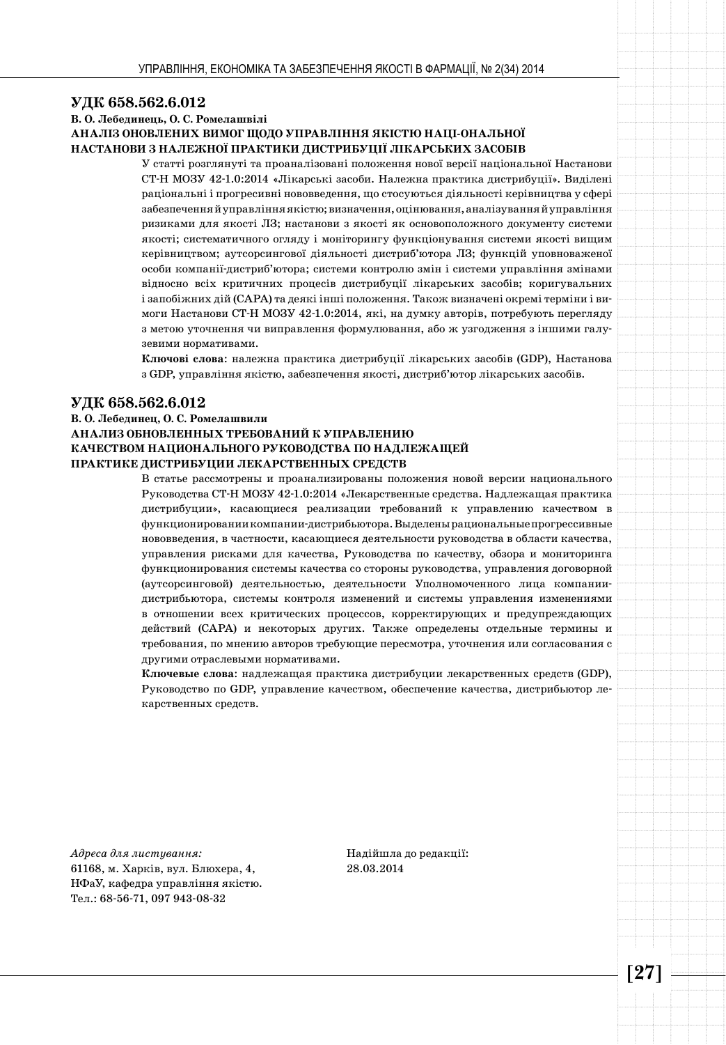## УДК 658.562.6.012

**В. О. Лебединець, О. С. Ромелашвілі**

**АНАЛІЗ ОНОВЛЕНИХ ВИМОГ ЩОДО УПРАВЛІННЯ ЯКІСТЮ НАЦІ-ОНАЛЬНОЇ НАСТАНОВИ З НАЛЕЖНОЇ ПРАКТИКИ ДИСТРИБУЦІЇ ЛІКАРСЬКИХ ЗАСОБІВ**

У статті розглянуті та проаналізовані положення нової версії національної Настанови СТ-Н МОЗУ 42-1.0:2014 «Лікарські засоби. Належна практика дистрибуції». Виділені раціональні і прогресивні нововведення, що стосуються діяльності керівництва у сфері забезпечення й управління якістю; визначення, оцінювання, аналізування й управління ризиками для якості ЛЗ; настанови з якості як основоположного документу системи якості; систематичного огляду і моніторингу функціонування системи якості вищим керівництвом; аутсорсингової діяльності дистриб'ютора ЛЗ; функцій уповноваженої особи компанії-дистриб'ютора; системи контролю змін і системи управління змінами відносно всіх критичних процесів дистрибуції лікарських засобів; коригувальних і запобіжних дій (САРА) та деякі інші положення. Також визначені окремі терміни і вимоги Настанови СТ-Н МОЗУ 42-1.0:2014, які, на думку авторів, потребують перегляду з метою уточнення чи виправлення формулювання, або ж узгодження з іншими галузевими нормативами.

**Ключові слова**: належна практика дистрибуції лікарських засобів (GDP), Настанова з GDP, управління якістю, забезпечення якості, дистриб'ютор лікарських засобів.

## УДК 658.562.6.012

**В. О. Лебединец, О. С. Ромелашвили**

**АНАЛИЗ ОБНОВЛЕННЫХ ТРЕБОВАНИЙ К УПРАВЛЕНИЮ КАЧЕСТВОМ НАЦИОНАЛЬНОГО РУКОВОДСТВА ПО НАДЛЕЖАЩЕЙ ПРАКТИКЕ ДИСТРИБУЦИИ ЛЕКАРСТВЕННЫХ СРЕДСТВ**

В статье рассмотрены и проанализированы положения новой версии национального Руководства СТ-Н МОЗУ 42-1.0:2014 «Лекарственные средства. Надлежащая практика дистрибуции», касающиеся реализации требований к управлению качеством в функционировании компании-дистрибьютора. Выделены рациональные прогрессивные нововведения, в частности, касающиеся деятельности руководства в области качества, управления рисками для качества, Руководства по качеству, обзора и мониторинга функционирования системы качества со стороны руководства, управления договорной (аутсорсинговой) деятельностью, деятельности Уполномоченного лица компании-дистрибьютора, системы контроля изменений и системы управления изменениями в отношении всех критических процессов, корректирующих и предупреждающих действий (САРА) и некоторых других. Также определены отдельные термины и требования, по мнению авторов требующие пересмотра, уточнения или согласования с другими отраслевыми нормативами.

**Ключевые слова**: надлежащая практика дистрибуции лекарственных средств (GDP), Руководство по GDP, управление качеством, обеспечение качества, дистрибьютор лекарственных средств.

*Адреса для листування:*
61168, м. Харків, вул. Блюхера, 4,
НФаУ, кафедра управління якістю.
Тел.: 68-56-71, 097 943-08-32

Надійшла до редакції:
28.03.2014